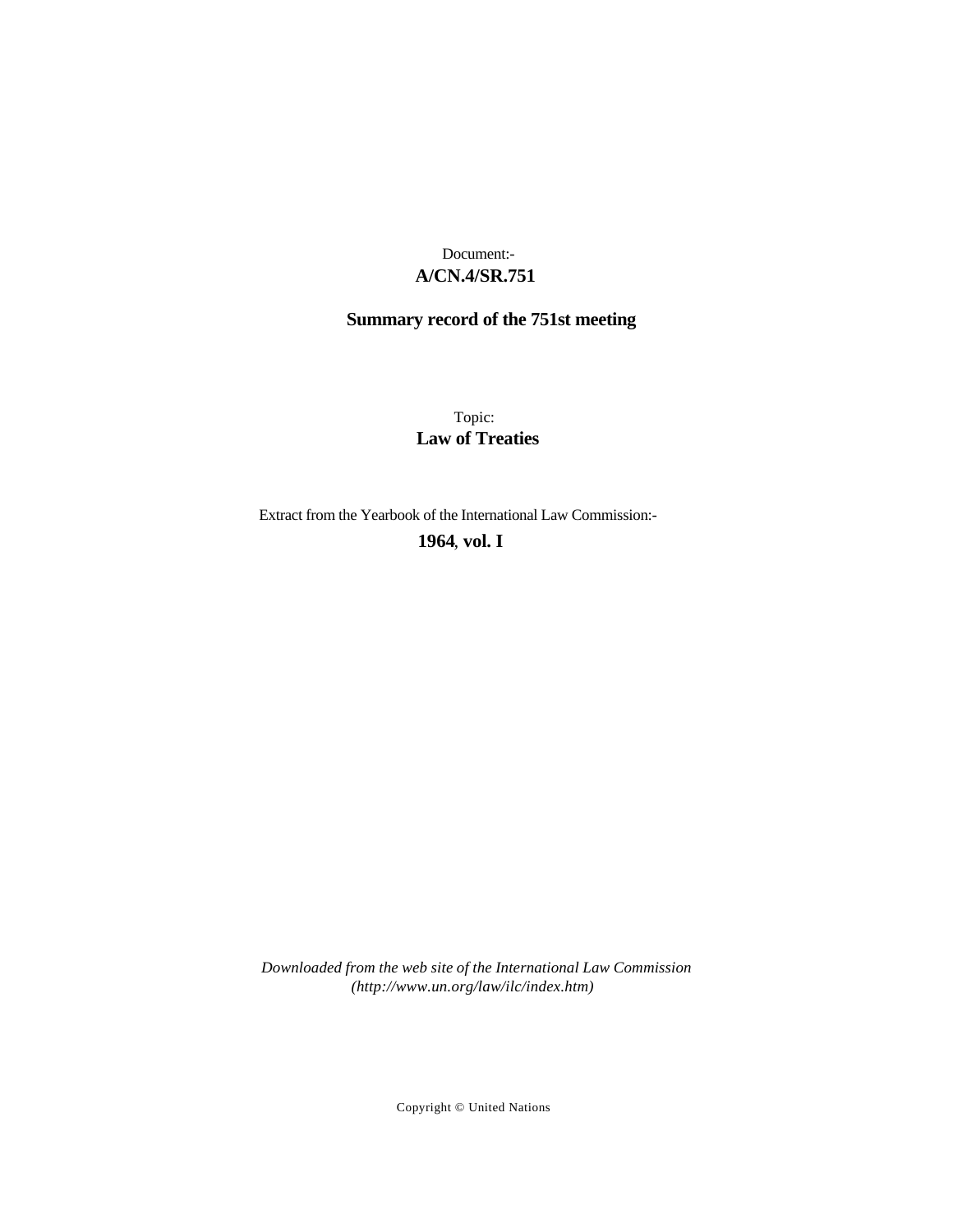Document:-

**A/CN.4/SR.751**

**Summary record of the 751st meeting**

Topic:

**Law of Treaties**

Extract from the Yearbook of the International Law Commission:-

**1964, vol. I**

*Downloaded from the web site of the International Law Commission (http://www.un.org/law/ilc/index.htm)*

Copyright © United Nations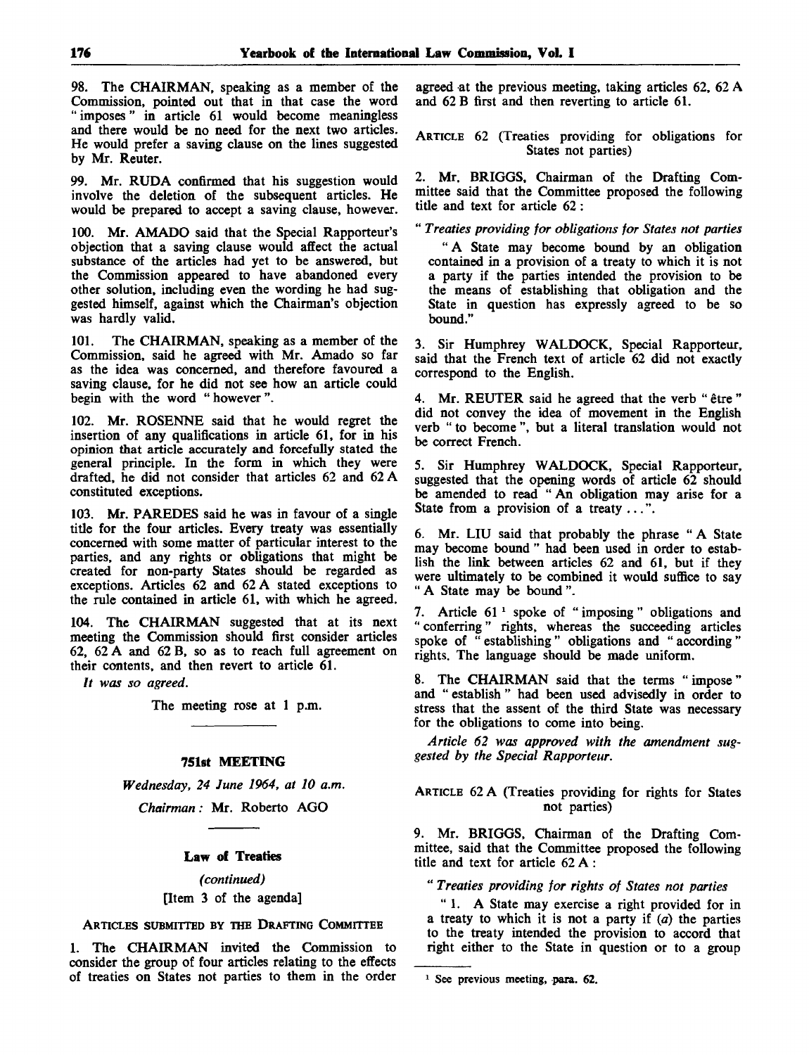98. The CHAIRMAN, speaking as a member of the Commission, pointed out that in that case the word "imposes" in article 61 would become meaningless and there would be no need for the next two articles. He would prefer a saving clause on the lines suggested by Mr. Reuter.

99. Mr. RUDA confirmed that his suggestion would involve the deletion of the subsequent articles. He would be prepared to accept a saving clause, however.

100. Mr. AMADO said that the Special Rapporteur's objection that a saving clause would affect the actual substance of the articles had yet to be answered, but the Commission appeared to have abandoned every other solution, including even the wording he had suggested himself, against which the Chairman's objection was hardly valid.

101. The CHAIRMAN, speaking as a member of the Commission, said he agreed with Mr. Amado so far as the idea was concerned, and therefore favoured a saving clause, for he did not see how an article could begin with the word "however".

102. Mr. ROSENNE said that he would regret the insertion of any qualifications in article 61, for in his opinion that article accurately and forcefully stated the general principle. In the form in which they were drafted, he did not consider that articles 62 and 62 A constituted exceptions.

103. Mr. PAREDES said he was in favour of a single title for the four articles. Every treaty was essentially concerned with some matter of particular interest to the parties, and any rights or obligations that might be created for non-party States should be regarded as exceptions. Articles 62 and 62 A stated exceptions to the rule contained in article 61, with which he agreed.

104. The CHAIRMAN suggested that at its next meeting the Commission should first consider articles 62, 62 A and 62 B, so as to reach full agreement on their contents, and then revert to article 61.

*It was so agreed.*

The meeting rose at 1 p.m.

## 751st MEETING

*Wednesday, 24 June 1964, at 10 a.m.*

*Chairman:* Mr. Roberto AGO

### Law of Treaties

*(continued)*

[Item 3 of the agenda]

ARTICLES SUBMITTED BY THE DRAFTING COMMITTEE

1. The CHAIRMAN invited the Commission to consider the group of four articles relating to the effects of treaties on States not parties to them in the order agreed at the previous meeting, taking articles 62, 62 A and 62 B first and then reverting to article 61.

ARTICLE 62 (Treaties providing for obligations for States not parties)

2. Mr. BRIGGS, Chairman of the Drafting Committee said that the Committee proposed the following title and text for article 62:

"*Treaties providing for obligations for States not parties*

"A State may become bound by an obligation contained in a provision of a treaty to which it is not a party if the parties intended the provision to be the means of establishing that obligation and the State in question has expressly agreed to be so bound."

3. Sir Humphrey WALDOCK, Special Rapporteur, said that the French text of article 62 did not exactly correspond to the English.

4. Mr. REUTER said he agreed that the verb "être" did not convey the idea of movement in the English verb "to become", but a literal translation would not be correct French.

5. Sir Humphrey WALDOCK, Special Rapporteur, suggested that the opening words of article 62 should be amended to read "An obligation may arise for a State from a provision of a treaty ...".

6. Mr. LIU said that probably the phrase "A State may become bound" had been used in order to establish the link between articles 62 and 61, but if they were ultimately to be combined it would suffice to say "A State may be bound".

7. Article 61[1] spoke of "imposing" obligations and "conferring" rights, whereas the succeeding articles spoke of "establishing" obligations and "according" rights. The language should be made uniform.

8. The CHAIRMAN said that the terms "impose" and "establish" had been used advisedly in order to stress that the assent of the third State was necessary for the obligations to come into being.

*Article 62 was approved with the amendment suggested by the Special Rapporteur.*

ARTICLE 62 A (Treaties providing for rights for States not parties)

9. Mr. BRIGGS, Chairman of the Drafting Committee, said that the Committee proposed the following title and text for article 62 A:

"*Treaties providing for rights of States not parties*

"1. A State may exercise a right provided for in a treaty to which it is not a party if (*a*) the parties to the treaty intended the provision to accord that right either to the State in question or to a group

---

[1] See previous meeting, para. 62.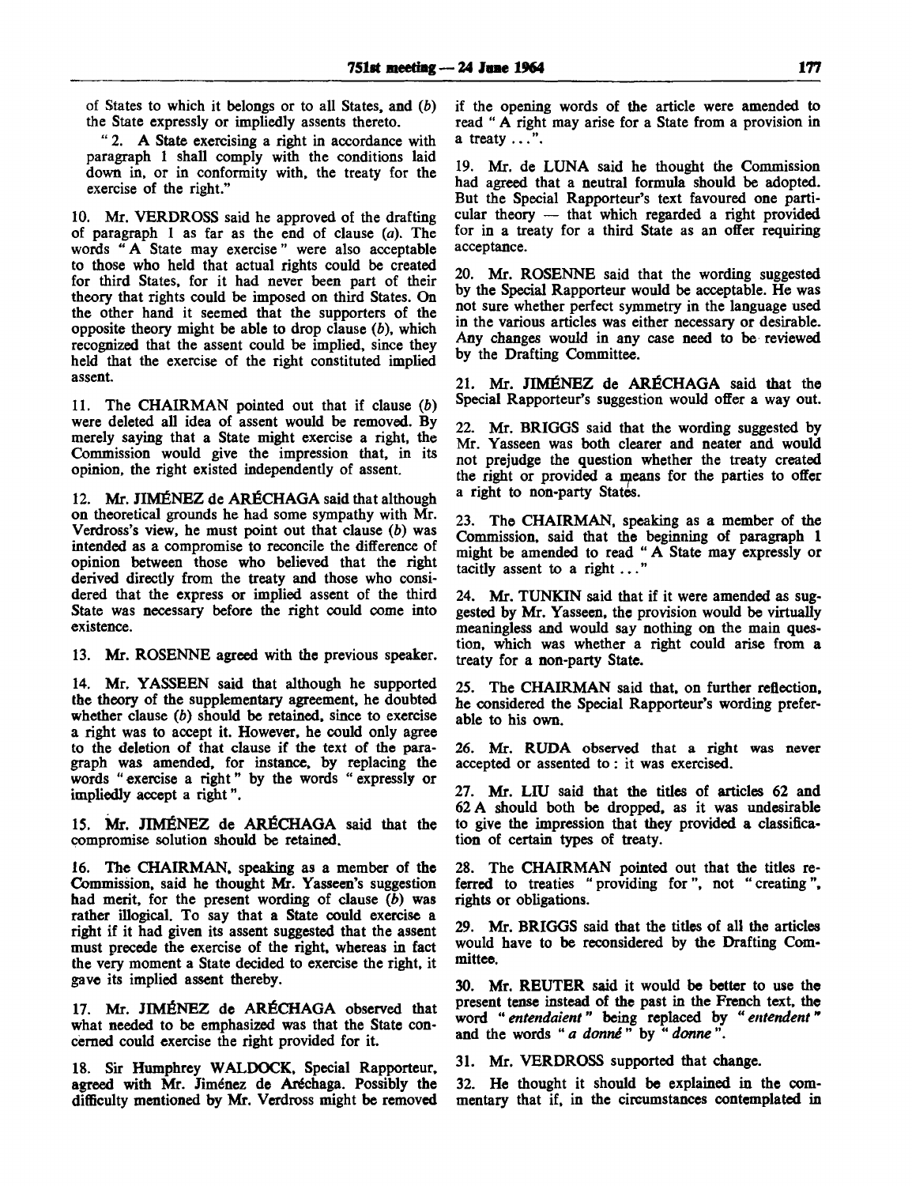of States to which it belongs or to all States, and (*b*) the State expressly or impliedly assents thereto.

"2. A State exercising a right in accordance with paragraph 1 shall comply with the conditions laid down in, or in conformity with, the treaty for the exercise of the right."

10. Mr. VERDROSS said he approved of the drafting of paragraph 1 as far as the end of clause (*a*). The words "A State may exercise" were also acceptable to those who held that actual rights could be created for third States, for it had never been part of their theory that rights could be imposed on third States. On the other hand it seemed that the supporters of the opposite theory might be able to drop clause (*b*), which recognized that the assent could be implied, since they held that the exercise of the right constituted implied assent.

11. The CHAIRMAN pointed out that if clause (*b*) were deleted all idea of assent would be removed. By merely saying that a State might exercise a right, the Commission would give the impression that, in its opinion, the right existed independently of assent.

12. Mr. JIMÉNEZ de ARÉCHAGA said that although on theoretical grounds he had some sympathy with Mr. Verdross's view, he must point out that clause (*b*) was intended as a compromise to reconcile the difference of opinion between those who believed that the right derived directly from the treaty and those who considered that the express or implied assent of the third State was necessary before the right could come into existence.

13. Mr. ROSENNE agreed with the previous speaker.

14. Mr. YASSEEN said that although he supported the theory of the supplementary agreement, he doubted whether clause (*b*) should be retained, since to exercise a right was to accept it. However, he could only agree to the deletion of that clause if the text of the paragraph was amended, for instance, by replacing the words "exercise a right" by the words "expressly or impliedly accept a right".

15. Mr. JIMÉNEZ de ARÉCHAGA said that the compromise solution should be retained.

16. The CHAIRMAN, speaking as a member of the Commission, said he thought Mr. Yasseen's suggestion had merit, for the present wording of clause (*b*) was rather illogical. To say that a State could exercise a right if it had given its assent suggested that the assent must precede the exercise of the right, whereas in fact the very moment a State decided to exercise the right, it gave its implied assent thereby.

17. Mr. JIMÉNEZ de ARÉCHAGA observed that what needed to be emphasized was that the State concerned could exercise the right provided for it.

18. Sir Humphrey WALDOCK, Special Rapporteur, agreed with Mr. Jiménez de Aréchaga. Possibly the difficulty mentioned by Mr. Verdross might be removed if the opening words of the article were amended to read "A right may arise for a State from a provision in a treaty ...".

19. Mr. de LUNA said he thought the Commission had agreed that a neutral formula should be adopted. But the Special Rapporteur's text favoured one particular theory — that which regarded a right provided for in a treaty for a third State as an offer requiring acceptance.

20. Mr. ROSENNE said that the wording suggested by the Special Rapporteur would be acceptable. He was not sure whether perfect symmetry in the language used in the various articles was either necessary or desirable. Any changes would in any case need to be reviewed by the Drafting Committee.

21. Mr. JIMÉNEZ de ARÉCHAGA said that the Special Rapporteur's suggestion would offer a way out.

22. Mr. BRIGGS said that the wording suggested by Mr. Yasseen was both clearer and neater and would not prejudge the question whether the treaty created the right or provided a means for the parties to offer a right to non-party States.

23. The CHAIRMAN, speaking as a member of the Commission, said that the beginning of paragraph 1 might be amended to read "A State may expressly or tacitly assent to a right ..."

24. Mr. TUNKIN said that if it were amended as suggested by Mr. Yasseen, the provision would be virtually meaningless and would say nothing on the main question, which was whether a right could arise from a treaty for a non-party State.

25. The CHAIRMAN said that, on further reflection, he considered the Special Rapporteur's wording preferable to his own.

26. Mr. RUDA observed that a right was never accepted or assented to: it was exercised.

27. Mr. LIU said that the titles of articles 62 and 62 A should both be dropped, as it was undesirable to give the impression that they provided a classification of certain types of treaty.

28. The CHAIRMAN pointed out that the titles referred to treaties "providing for", not "creating", rights or obligations.

29. Mr. BRIGGS said that the titles of all the articles would have to be reconsidered by the Drafting Committee.

30. Mr. REUTER said it would be better to use the present tense instead of the past in the French text, the word "*entendaient*" being replaced by "*entendent*" and the words "*a donné*" by "*donne*".

31. Mr. VERDROSS supported that change.

32. He thought it should be explained in the commentary that if, in the circumstances contemplated in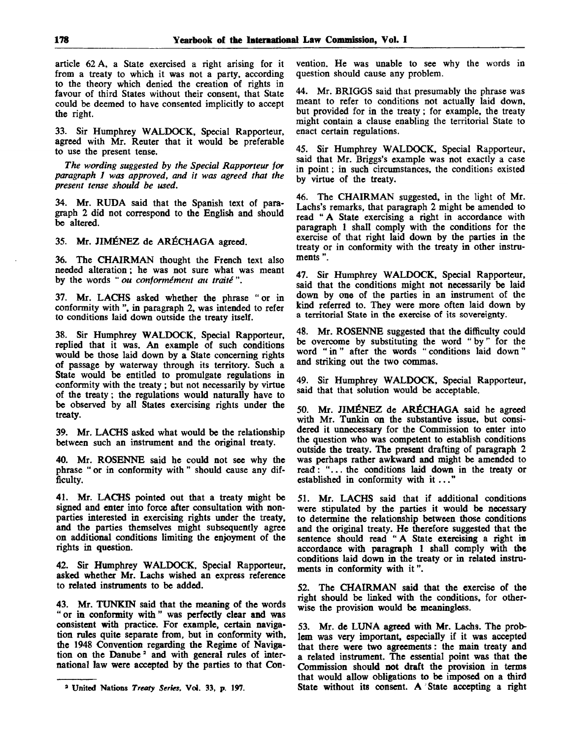article 62 A, a State exercised a right arising for it from a treaty to which it was not a party, according to the theory which denied the creation of rights in favour of third States without their consent, that State could be deemed to have consented implicitly to accept the right.

33. Sir Humphrey WALDOCK, Special Rapporteur, agreed with Mr. Reuter that it would be preferable to use the present tense.

*The wording suggested by the Special Rapporteur for paragraph 1 was approved, and it was agreed that the present tense should be used.*

34. Mr. RUDA said that the Spanish text of paragraph 2 did not correspond to the English and should be altered.

35. Mr. JIMÉNEZ de ARÉCHAGA agreed.

36. The CHAIRMAN thought the French text also needed alteration; he was not sure what was meant by the words "*ou conformément au traité*".

37. Mr. LACHS asked whether the phrase "or in conformity with", in paragraph 2, was intended to refer to conditions laid down outside the treaty itself.

38. Sir Humphrey WALDOCK, Special Rapporteur, replied that it was. An example of such conditions would be those laid down by a State concerning rights of passage by waterway through its territory. Such a State would be entitled to promulgate regulations in conformity with the treaty; but not necessarily by virtue of the treaty; the regulations would naturally have to be observed by all States exercising rights under the treaty.

39. Mr. LACHS asked what would be the relationship between such an instrument and the original treaty.

40. Mr. ROSENNE said he could not see why the phrase "or in conformity with" should cause any difficulty.

41. Mr. LACHS pointed out that a treaty might be signed and enter into force after consultation with non-parties interested in exercising rights under the treaty, and the parties themselves might subsequently agree on additional conditions limiting the enjoyment of the rights in question.

42. Sir Humphrey WALDOCK, Special Rapporteur, asked whether Mr. Lachs wished an express reference to related instruments to be added.

43. Mr. TUNKIN said that the meaning of the words "or in conformity with" was perfectly clear and was consistent with practice. For example, certain navigation rules quite separate from, but in conformity with, the 1948 Convention regarding the Regime of Navigation on the Danube [2] and with general rules of international law were accepted by the parties to that Convention. He was unable to see why the words in question should cause any problem.

44. Mr. BRIGGS said that presumably the phrase was meant to refer to conditions not actually laid down, but provided for in the treaty; for example, the treaty might contain a clause enabling the territorial State to enact certain regulations.

45. Sir Humphrey WALDOCK, Special Rapporteur, said that Mr. Briggs's example was not exactly a case in point; in such circumstances, the conditions existed by virtue of the treaty.

46. The CHAIRMAN suggested, in the light of Mr. Lachs's remarks, that paragraph 2 might be amended to read "A State exercising a right in accordance with paragraph 1 shall comply with the conditions for the exercise of that right laid down by the parties in the treaty or in conformity with the treaty in other instruments".

47. Sir Humphrey WALDOCK, Special Rapporteur, said that the conditions might not necessarily be laid down by one of the parties in an instrument of the kind referred to. They were more often laid down by a territorial State in the exercise of its sovereignty.

48. Mr. ROSENNE suggested that the difficulty could be overcome by substituting the word "by" for the word "in" after the words "conditions laid down" and striking out the two commas.

49. Sir Humphrey WALDOCK, Special Rapporteur, said that that solution would be acceptable.

50. Mr. JIMÉNEZ de ARÉCHAGA said he agreed with Mr. Tunkin on the substantive issue, but considered it unnecessary for the Commission to enter into the question who was competent to establish conditions outside the treaty. The present drafting of paragraph 2 was perhaps rather awkward and might be amended to read: "... the conditions laid down in the treaty or established in conformity with it ..."

51. Mr. LACHS said that if additional conditions were stipulated by the parties it would be necessary to determine the relationship between those conditions and the original treaty. He therefore suggested that the sentence should read "A State exercising a right in accordance with paragraph 1 shall comply with the conditions laid down in the treaty or in related instruments in conformity with it".

52. The CHAIRMAN said that the exercise of the right should be linked with the conditions, for otherwise the provision would be meaningless.

53. Mr. de LUNA agreed with Mr. Lachs. The problem was very important, especially if it was accepted that there were two agreements: the main treaty and a related instrument. The essential point was that the Commission should not draft the provision in terms that would allow obligations to be imposed on a third State without its consent. A State accepting a right

---

[2] United Nations *Treaty Series*, Vol. 33, p. 197.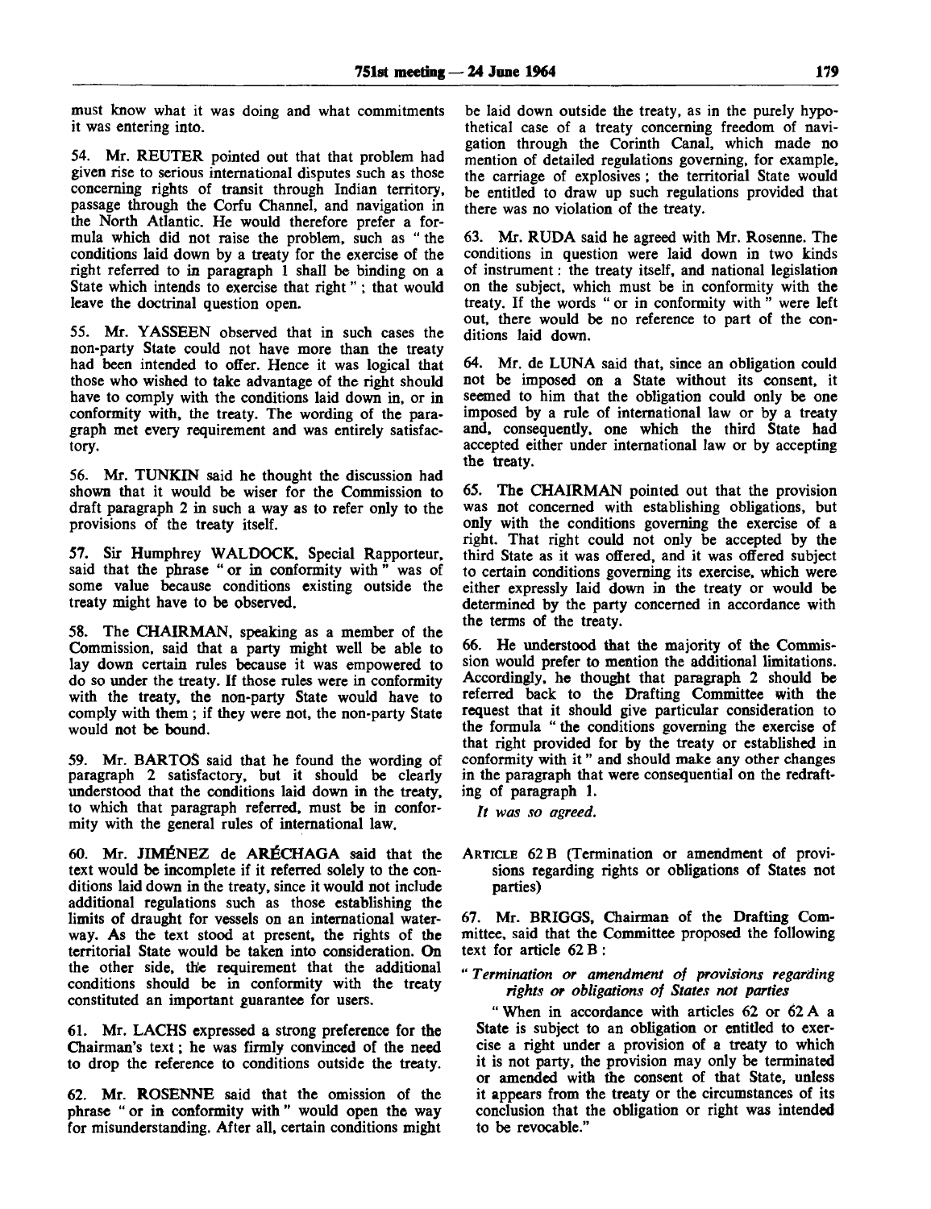must know what it was doing and what commitments it was entering into.

54. Mr. REUTER pointed out that that problem had given rise to serious international disputes such as those concerning rights of transit through Indian territory, passage through the Corfu Channel, and navigation in the North Atlantic. He would therefore prefer a formula which did not raise the problem, such as " the conditions laid down by a treaty for the exercise of the right referred to in paragraph 1 shall be binding on a State which intends to exercise that right " ; that would leave the doctrinal question open.

55. Mr. YASSEEN observed that in such cases the non-party State could not have more than the treaty had been intended to offer. Hence it was logical that those who wished to take advantage of the right should have to comply with the conditions laid down in, or in conformity with, the treaty. The wording of the paragraph met every requirement and was entirely satisfactory.

56. Mr. TUNKIN said he thought the discussion had shown that it would be wiser for the Commission to draft paragraph 2 in such a way as to refer only to the provisions of the treaty itself.

57. Sir Humphrey WALDOCK, Special Rapporteur, said that the phrase " or in conformity with " was of some value because conditions existing outside the treaty might have to be observed.

58. The CHAIRMAN, speaking as a member of the Commission, said that a party might well be able to lay down certain rules because it was empowered to do so under the treaty. If those rules were in conformity with the treaty, the non-party State would have to comply with them ; if they were not, the non-party State would not be bound.

59. Mr. BARTOŠ said that he found the wording of paragraph 2 satisfactory, but it should be clearly understood that the conditions laid down in the treaty, to which that paragraph referred, must be in conformity with the general rules of international law.

60. Mr. JIMÉNEZ de ARÉCHAGA said that the text would be incomplete if it referred solely to the conditions laid down in the treaty, since it would not include additional regulations such as those establishing the limits of draught for vessels on an international waterway. As the text stood at present, the rights of the territorial State would be taken into consideration. On the other side, the requirement that the additional conditions should be in conformity with the treaty constituted an important guarantee for users.

61. Mr. LACHS expressed a strong preference for the Chairman's text ; he was firmly convinced of the need to drop the reference to conditions outside the treaty.

62. Mr. ROSENNE said that the omission of the phrase " or in conformity with " would open the way for misunderstanding. After all, certain conditions might be laid down outside the treaty, as in the purely hypothetical case of a treaty concerning freedom of navigation through the Corinth Canal, which made no mention of detailed regulations governing, for example, the carriage of explosives ; the territorial State would be entitled to draw up such regulations provided that there was no violation of the treaty.

63. Mr. RUDA said he agreed with Mr. Rosenne. The conditions in question were laid down in two kinds of instrument : the treaty itself, and national legislation on the subject, which must be in conformity with the treaty. If the words " or in conformity with " were left out, there would be no reference to part of the conditions laid down.

64. Mr. de LUNA said that, since an obligation could not be imposed on a State without its consent, it seemed to him that the obligation could only be one imposed by a rule of international law or by a treaty and, consequently, one which the third State had accepted either under international law or by accepting the treaty.

65. The CHAIRMAN pointed out that the provision was not concerned with establishing obligations, but only with the conditions governing the exercise of a right. That right could not only be accepted by the third State as it was offered, and it was offered subject to certain conditions governing its exercise, which were either expressly laid down in the treaty or would be determined by the party concerned in accordance with the terms of the treaty.

66. He understood that the majority of the Commission would prefer to mention the additional limitations. Accordingly, he thought that paragraph 2 should be referred back to the Drafting Committee with the request that it should give particular consideration to the formula " the conditions governing the exercise of that right provided for by the treaty or established in conformity with it " and should make any other changes in the paragraph that were consequential on the redrafting of paragraph 1.

*It was so agreed.*

ARTICLE 62 B (Termination or amendment of provisions regarding rights or obligations of States not parties)

67. Mr. BRIGGS, Chairman of the Drafting Committee, said that the Committee proposed the following text for article 62 B :

" *Termination or amendment of provisions regarding rights or obligations of States not parties*

" When in accordance with articles 62 or 62 A a State is subject to an obligation or entitled to exercise a right under a provision of a treaty to which it is not party, the provision may only be terminated or amended with the consent of that State, unless it appears from the treaty or the circumstances of its conclusion that the obligation or right was intended to be revocable."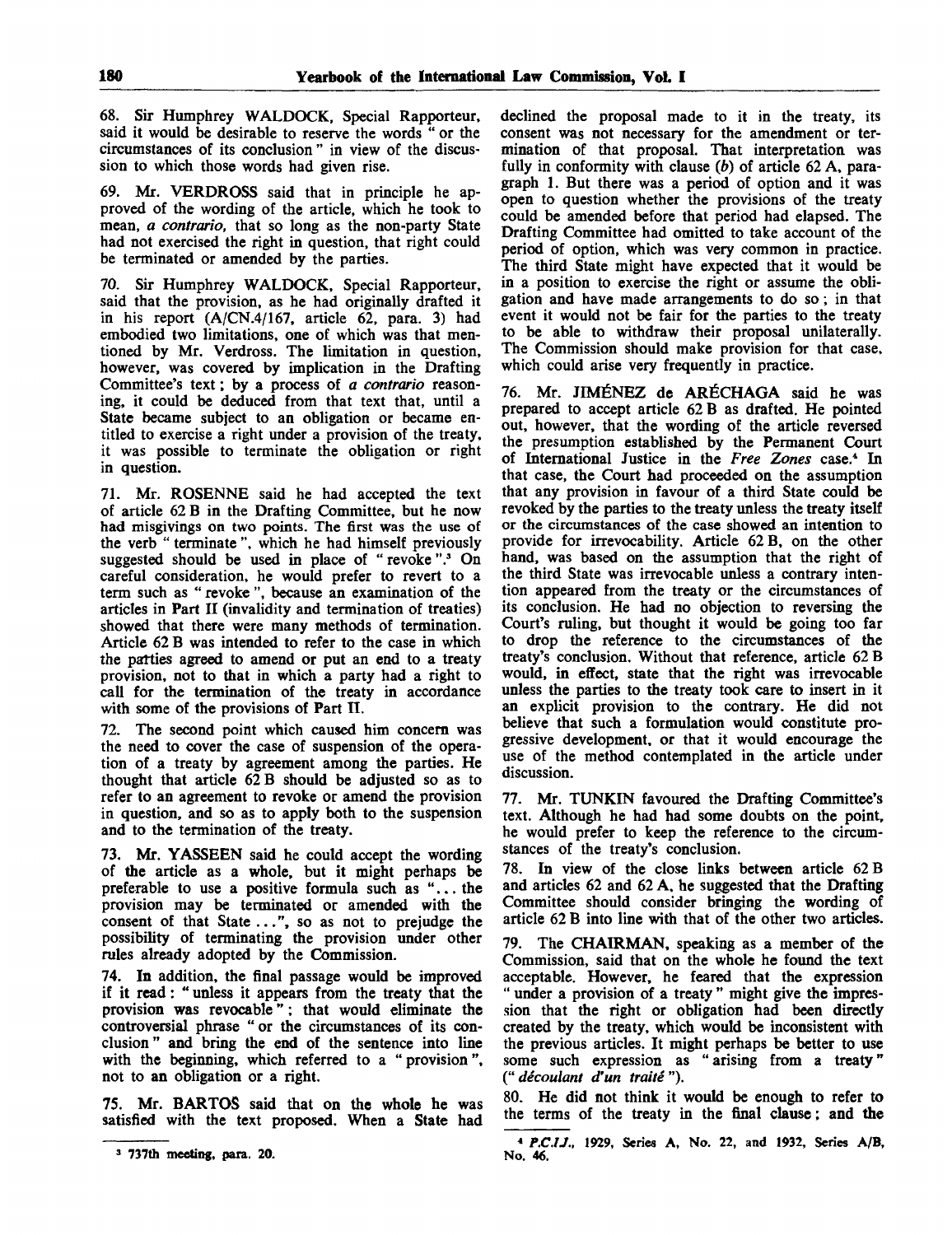68. Sir Humphrey WALDOCK, Special Rapporteur, said it would be desirable to reserve the words " or the circumstances of its conclusion " in view of the discussion to which those words had given rise.

69. Mr. VERDROSS said that in principle he approved of the wording of the article, which he took to mean, *a contrario*, that so long as the non-party State had not exercised the right in question, that right could be terminated or amended by the parties.

70. Sir Humphrey WALDOCK, Special Rapporteur, said that the provision, as he had originally drafted it in his report (A/CN.4/167, article 62, para. 3) had embodied two limitations, one of which was that mentioned by Mr. Verdross. The limitation in question, however, was covered by implication in the Drafting Committee's text; by a process of *a contrario* reasoning, it could be deduced from that text that, until a State became subject to an obligation or became entitled to exercise a right under a provision of the treaty, it was possible to terminate the obligation or right in question.

71. Mr. ROSENNE said he had accepted the text of article 62 B in the Drafting Committee, but he now had misgivings on two points. The first was the use of the verb " terminate ", which he had himself previously suggested should be used in place of " revoke ".[3] On careful consideration, he would prefer to revert to a term such as " revoke ", because an examination of the articles in Part II (invalidity and termination of treaties) showed that there were many methods of termination. Article 62 B was intended to refer to the case in which the parties agreed to amend or put an end to a treaty provision, not to that in which a party had a right to call for the termination of the treaty in accordance with some of the provisions of Part II.

72. The second point which caused him concern was the need to cover the case of suspension of the operation of a treaty by agreement among the parties. He thought that article 62 B should be adjusted so as to refer to an agreement to revoke or amend the provision in question, and so as to apply both to the suspension and to the termination of the treaty.

73. Mr. YASSEEN said he could accept the wording of the article as a whole, but it might perhaps be preferable to use a positive formula such as "... the provision may be terminated or amended with the consent of that State ...", so as not to prejudge the possibility of terminating the provision under other rules already adopted by the Commission.

74. In addition, the final passage would be improved if it read: " unless it appears from the treaty that the provision was revocable "; that would eliminate the controversial phrase " or the circumstances of its conclusion " and bring the end of the sentence into line with the beginning, which referred to a " provision ", not to an obligation or a right.

75. Mr. BARTOS said that on the whole he was satisfied with the text proposed. When a State had declined the proposal made to it in the treaty, its consent was not necessary for the amendment or termination of that proposal. That interpretation was fully in conformity with clause (*b*) of article 62 A, paragraph 1. But there was a period of option and it was open to question whether the provisions of the treaty could be amended before that period had elapsed. The Drafting Committee had omitted to take account of the period of option, which was very common in practice. The third State might have expected that it would be in a position to exercise the right or assume the obligation and have made arrangements to do so; in that event it would not be fair for the parties to the treaty to be able to withdraw their proposal unilaterally. The Commission should make provision for that case, which could arise very frequently in practice.

76. Mr. JIMÉNEZ de ARÉCHAGA said he was prepared to accept article 62 B as drafted. He pointed out, however, that the wording of the article reversed the presumption established by the Permanent Court of International Justice in the *Free Zones* case.[4] In that case, the Court had proceeded on the assumption that any provision in favour of a third State could be revoked by the parties to the treaty unless the treaty itself or the circumstances of the case showed an intention to provide for irrevocability. Article 62 B, on the other hand, was based on the assumption that the right of the third State was irrevocable unless a contrary intention appeared from the treaty or the circumstances of its conclusion. He had no objection to reversing the Court's ruling, but thought it would be going too far to drop the reference to the circumstances of the treaty's conclusion. Without that reference, article 62 B would, in effect, state that the right was irrevocable unless the parties to the treaty took care to insert in it an explicit provision to the contrary. He did not believe that such a formulation would constitute progressive development, or that it would encourage the use of the method contemplated in the article under discussion.

77. Mr. TUNKIN favoured the Drafting Committee's text. Although he had had some doubts on the point, he would prefer to keep the reference to the circumstances of the treaty's conclusion.

78. In view of the close links between article 62 B and articles 62 and 62 A, he suggested that the Drafting Committee should consider bringing the wording of article 62 B into line with that of the other two articles.

79. The CHAIRMAN, speaking as a member of the Commission, said that on the whole he found the text acceptable. However, he feared that the expression " under a provision of a treaty " might give the impression that the right or obligation had been directly created by the treaty, which would be inconsistent with the previous articles. It might perhaps be better to use some such expression as " arising from a treaty " (" *découlant d'un traité* ").

80. He did not think it would be enough to refer to the terms of the treaty in the final clause; and the

---

[3] 737th meeting, para. 20.

[4] *P.C.I.J.*, 1929, Series A, No. 22, and 1932, Series A/B, No. 46.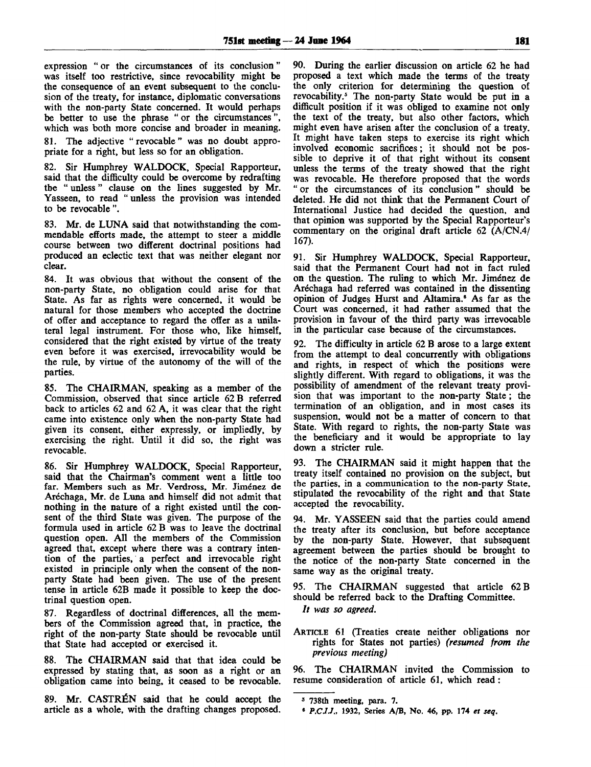expression " or the circumstances of its conclusion " was itself too restrictive, since revocability might be the consequence of an event subsequent to the conclusion of the treaty, for instance, diplomatic conversations with the non-party State concerned. It would perhaps be better to use the phrase " or the circumstances ", which was both more concise and broader in meaning.

81. The adjective " revocable " was no doubt appropriate for a right, but less so for an obligation.

82. Sir Humphrey WALDOCK, Special Rapporteur, said that the difficulty could be overcome by redrafting the " unless " clause on the lines suggested by Mr. Yasseen, to read " unless the provision was intended to be revocable ".

83. Mr. de LUNA said that notwithstanding the commendable efforts made, the attempt to steer a middle course between two different doctrinal positions had produced an eclectic text that was neither elegant nor clear.

84. It was obvious that without the consent of the non-party State, no obligation could arise for that State. As far as rights were concerned, it would be natural for those members who accepted the doctrine of offer and acceptance to regard the offer as a unilateral legal instrument. For those who, like himself, considered that the right existed by virtue of the treaty even before it was exercised, irrevocability would be the rule, by virtue of the autonomy of the will of the parties.

85. The CHAIRMAN, speaking as a member of the Commission, observed that since article 62 B referred back to articles 62 and 62 A, it was clear that the right came into existence only when the non-party State had given its consent, either expressly, or impliedly, by exercising the right. Until it did so, the right was revocable.

86. Sir Humphrey WALDOCK, Special Rapporteur, said that the Chairman's comment went a little too far. Members such as Mr. Verdross, Mr. Jiménez de Aréchaga, Mr. de Luna and himself did not admit that nothing in the nature of a right existed until the consent of the third State was given. The purpose of the formula used in article 62 B was to leave the doctrinal question open. All the members of the Commission agreed that, except where there was a contrary intention of the parties, a perfect and irrevocable right existed in principle only when the consent of the non-party State had been given. The use of the present tense in article 62B made it possible to keep the doctrinal question open.

87. Regardless of doctrinal differences, all the members of the Commission agreed that, in practice, the right of the non-party State should be revocable until that State had accepted or exercised it.

88. The CHAIRMAN said that that idea could be expressed by stating that, as soon as a right or an obligation came into being, it ceased to be revocable.

89. Mr. CASTRÉN said that he could accept the article as a whole, with the drafting changes proposed.

90. During the earlier discussion on article 62 he had proposed a text which made the terms of the treaty the only criterion for determining the question of revocability.[5] The non-party State would be put in a difficult position if it was obliged to examine not only the text of the treaty, but also other factors, which might even have arisen after the conclusion of a treaty. It might have taken steps to exercise its right which involved economic sacrifices; it should not be possible to deprive it of that right without its consent unless the terms of the treaty showed that the right was revocable. He therefore proposed that the words " or the circumstances of its conclusion " should be deleted. He did not think that the Permanent Court of International Justice had decided the question, and that opinion was supported by the Special Rapporteur's commentary on the original draft article 62 (A/CN.4/167).

91. Sir Humphrey WALDOCK, Special Rapporteur, said that the Permanent Court had not in fact ruled on the question. The ruling to which Mr. Jiménez de Aréchaga had referred was contained in the dissenting opinion of Judges Hurst and Altamira.[6] As far as the Court was concerned, it had rather assumed that the provision in favour of the third party was irrevocable in the particular case because of the circumstances.

92. The difficulty in article 62 B arose to a large extent from the attempt to deal concurrently with obligations and rights, in respect of which the positions were slightly different. With regard to obligations, it was the possibility of amendment of the relevant treaty provision that was important to the non-party State; the termination of an obligation, and in most cases its suspension, would not be a matter of concern to that State. With regard to rights, the non-party State was the beneficiary and it would be appropriate to lay down a stricter rule.

93. The CHAIRMAN said it might happen that the treaty itself contained no provision on the subject, but the parties, in a communication to the non-party State, stipulated the revocability of the right and that State accepted the revocability.

94. Mr. YASSEEN said that the parties could amend the treaty after its conclusion, but before acceptance by the non-party State. However, that subsequent agreement between the parties should be brought to the notice of the non-party State concerned in the same way as the original treaty.

95. The CHAIRMAN suggested that article 62 B should be referred back to the Drafting Committee.

*It was so agreed.*

ARTICLE 61 (Treaties create neither obligations nor rights for States not parties) *(resumed from the previous meeting)*

96. The CHAIRMAN invited the Commission to resume consideration of article 61, which read:

[5] 738th meeting, para. 7.

[6] *P.C.I.J.*, 1932, Series A/B, No. 46, pp. 174 *et seq.*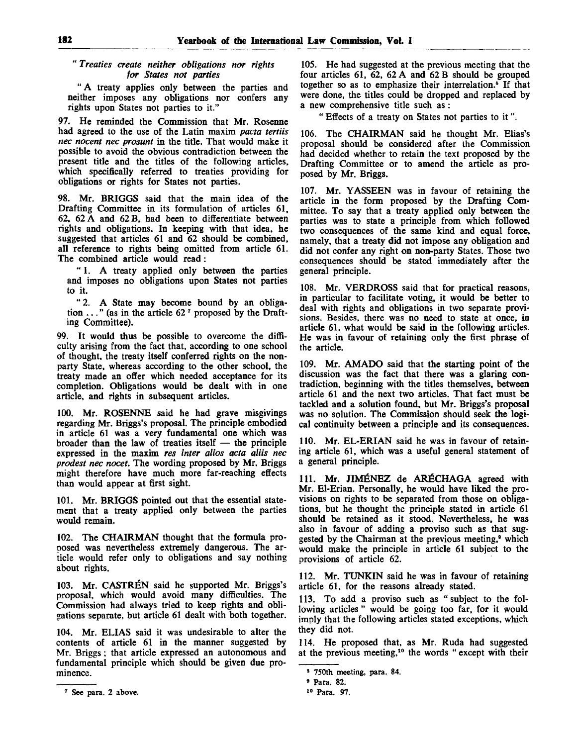*" Treaties create neither obligations nor rights for States not parties*

" A treaty applies only between the parties and neither imposes any obligations nor confers any rights upon States not parties to it."

97. He reminded the Commission that Mr. Rosenne had agreed to the use of the Latin maxim *pacta tertiis nec nocent nec prosunt* in the title. That would make it possible to avoid the obvious contradiction between the present title and the titles of the following articles, which specifically referred to treaties providing for obligations or rights for States not parties.

98. Mr. BRIGGS said that the main idea of the Drafting Committee in its formulation of articles 61, 62, 62 A and 62 B, had been to differentiate between rights and obligations. In keeping with that idea, he suggested that articles 61 and 62 should be combined, all reference to rights being omitted from article 61. The combined article would read:

" 1. A treaty applied only between the parties and imposes no obligations upon States not parties to it.

" 2. A State may become bound by an obligation ..." (as in the article 62[7] proposed by the Drafting Committee).

99. It would thus be possible to overcome the difficulty arising from the fact that, according to one school of thought, the treaty itself conferred rights on the non-party State, whereas according to the other school, the treaty made an offer which needed acceptance for its completion. Obligations would be dealt with in one article, and rights in subsequent articles.

100. Mr. ROSENNE said he had grave misgivings regarding Mr. Briggs's proposal. The principle embodied in article 61 was a very fundamental one which was broader than the law of treaties itself — the principle expressed in the maxim *res inter alios acta aliis nec prodest nec nocet*. The wording proposed by Mr. Briggs might therefore have much more far-reaching effects than would appear at first sight.

101. Mr. BRIGGS pointed out that the essential statement that a treaty applied only between the parties would remain.

102. The CHAIRMAN thought that the formula proposed was nevertheless extremely dangerous. The article would refer only to obligations and say nothing about rights.

103. Mr. CASTRÉN said he supported Mr. Briggs's proposal, which would avoid many difficulties. The Commission had always tried to keep rights and obligations separate, but article 61 dealt with both together.

104. Mr. ELIAS said it was undesirable to alter the contents of article 61 in the manner suggested by Mr. Briggs; that article expressed an autonomous and fundamental principle which should be given due prominence.

105. He had suggested at the previous meeting that the four articles 61, 62, 62 A and 62 B should be grouped together so as to emphasize their interrelation.[8] If that were done, the titles could be dropped and replaced by a new comprehensive title such as:

" Effects of a treaty on States not parties to it ".

106. The CHAIRMAN said he thought Mr. Elias's proposal should be considered after the Commission had decided whether to retain the text proposed by the Drafting Committee or to amend the article as proposed by Mr. Briggs.

107. Mr. YASSEEN was in favour of retaining the article in the form proposed by the Drafting Committee. To say that a treaty applied only between the parties was to state a principle from which followed two consequences of the same kind and equal force, namely, that a treaty did not impose any obligation and did not confer any right on non-party States. Those two consequences should be stated immediately after the general principle.

108. Mr. VERDROSS said that for practical reasons, in particular to facilitate voting, it would be better to deal with rights and obligations in two separate provisions. Besides, there was no need to state at once, in article 61, what would be said in the following articles. He was in favour of retaining only the first phrase of the article.

109. Mr. AMADO said that the starting point of the discussion was the fact that there was a glaring contradiction, beginning with the titles themselves, between article 61 and the next two articles. That fact must be tackled and a solution found, but Mr. Briggs's proposal was no solution. The Commission should seek the logical continuity between a principle and its consequences.

110. Mr. EL-ERIAN said he was in favour of retaining article 61, which was a useful general statement of a general principle.

111. Mr. JIMÉNEZ de ARÉCHAGA agreed with Mr. El-Erian. Personally, he would have liked the provisions on rights to be separated from those on obligations, but he thought the principle stated in article 61 should be retained as it stood. Nevertheless, he was also in favour of adding a proviso such as that suggested by the Chairman at the previous meeting,[9] which would make the principle in article 61 subject to the provisions of article 62.

112. Mr. TUNKIN said he was in favour of retaining article 61, for the reasons already stated.

113. To add a proviso such as " subject to the following articles " would be going too far, for it would imply that the following articles stated exceptions, which they did not.

114. He proposed that, as Mr. Ruda had suggested at the previous meeting,[10] the words " except with their

---

[7] See para. 2 above.

[8] 750th meeting, para. 84.

[9] Para. 82.

[10] Para. 97.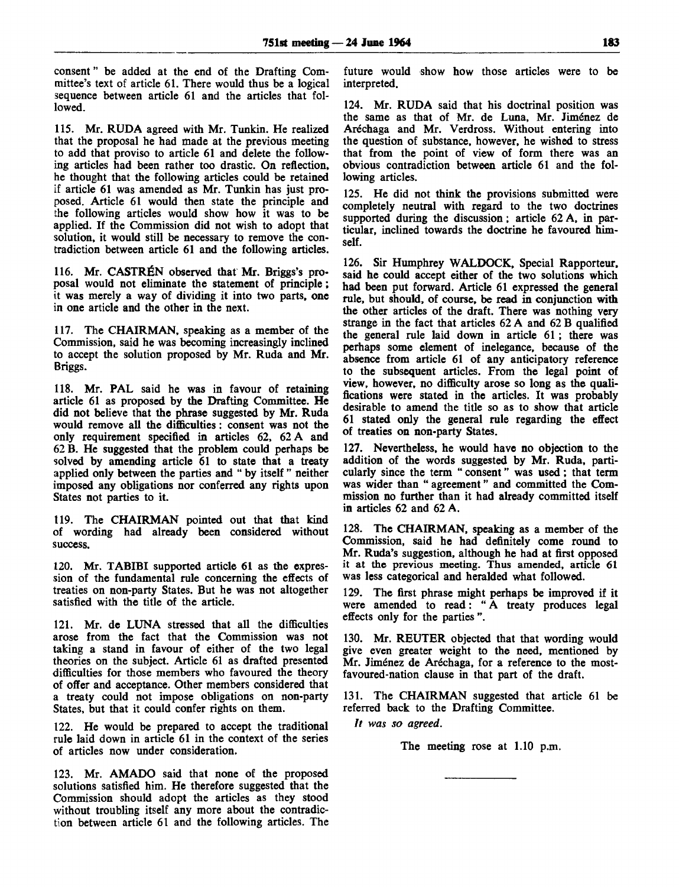consent" be added at the end of the Drafting Committee's text of article 61. There would thus be a logical sequence between article 61 and the articles that followed.

115. Mr. RUDA agreed with Mr. Tunkin. He realized that the proposal he had made at the previous meeting to add that proviso to article 61 and delete the following articles had been rather too drastic. On reflection, he thought that the following articles could be retained if article 61 was amended as Mr. Tunkin has just proposed. Article 61 would then state the principle and the following articles would show how it was to be applied. If the Commission did not wish to adopt that solution, it would still be necessary to remove the contradiction between article 61 and the following articles.

116. Mr. CASTRÉN observed that Mr. Briggs's proposal would not eliminate the statement of principle; it was merely a way of dividing it into two parts, one in one article and the other in the next.

117. The CHAIRMAN, speaking as a member of the Commission, said he was becoming increasingly inclined to accept the solution proposed by Mr. Ruda and Mr. Briggs.

118. Mr. PAL said he was in favour of retaining article 61 as proposed by the Drafting Committee. He did not believe that the phrase suggested by Mr. Ruda would remove all the difficulties: consent was not the only requirement specified in articles 62, 62 A and 62 B. He suggested that the problem could perhaps be solved by amending article 61 to state that a treaty applied only between the parties and "by itself" neither imposed any obligations nor conferred any rights upon States not parties to it.

119. The CHAIRMAN pointed out that that kind of wording had already been considered without success.

120. Mr. TABIBI supported article 61 as the expression of the fundamental rule concerning the effects of treaties on non-party States. But he was not altogether satisfied with the title of the article.

121. Mr. de LUNA stressed that all the difficulties arose from the fact that the Commission was not taking a stand in favour of either of the two legal theories on the subject. Article 61 as drafted presented difficulties for those members who favoured the theory of offer and acceptance. Other members considered that a treaty could not impose obligations on non-party States, but that it could confer rights on them.

122. He would be prepared to accept the traditional rule laid down in article 61 in the context of the series of articles now under consideration.

123. Mr. AMADO said that none of the proposed solutions satisfied him. He therefore suggested that the Commission should adopt the articles as they stood without troubling itself any more about the contradiction between article 61 and the following articles. The future would show how those articles were to be interpreted.

124. Mr. RUDA said that his doctrinal position was the same as that of Mr. de Luna, Mr. Jiménez de Aréchaga and Mr. Verdross. Without entering into the question of substance, however, he wished to stress that from the point of view of form there was an obvious contradiction between article 61 and the following articles.

125. He did not think the provisions submitted were completely neutral with regard to the two doctrines supported during the discussion; article 62 A, in particular, inclined towards the doctrine he favoured himself.

126. Sir Humphrey WALDOCK, Special Rapporteur, said he could accept either of the two solutions which had been put forward. Article 61 expressed the general rule, but should, of course, be read in conjunction with the other articles of the draft. There was nothing very strange in the fact that articles 62 A and 62 B qualified the general rule laid down in article 61; there was perhaps some element of inelegance, because of the absence from article 61 of any anticipatory reference to the subsequent articles. From the legal point of view, however, no difficulty arose so long as the qualifications were stated in the articles. It was probably desirable to amend the title so as to show that article 61 stated only the general rule regarding the effect of treaties on non-party States.

127. Nevertheless, he would have no objection to the addition of the words suggested by Mr. Ruda, particularly since the term "consent" was used; that term was wider than "agreement" and committed the Commission no further than it had already committed itself in articles 62 and 62 A.

128. The CHAIRMAN, speaking as a member of the Commission, said he had definitely come round to Mr. Ruda's suggestion, although he had at first opposed it at the previous meeting. Thus amended, article 61 was less categorical and heralded what followed.

129. The first phrase might perhaps be improved if it were amended to read: "A treaty produces legal effects only for the parties".

130. Mr. REUTER objected that that wording would give even greater weight to the need, mentioned by Mr. Jiménez de Aréchaga, for a reference to the most-favoured-nation clause in that part of the draft.

131. The CHAIRMAN suggested that article 61 be referred back to the Drafting Committee.

*It was so agreed.*

The meeting rose at 1.10 p.m.